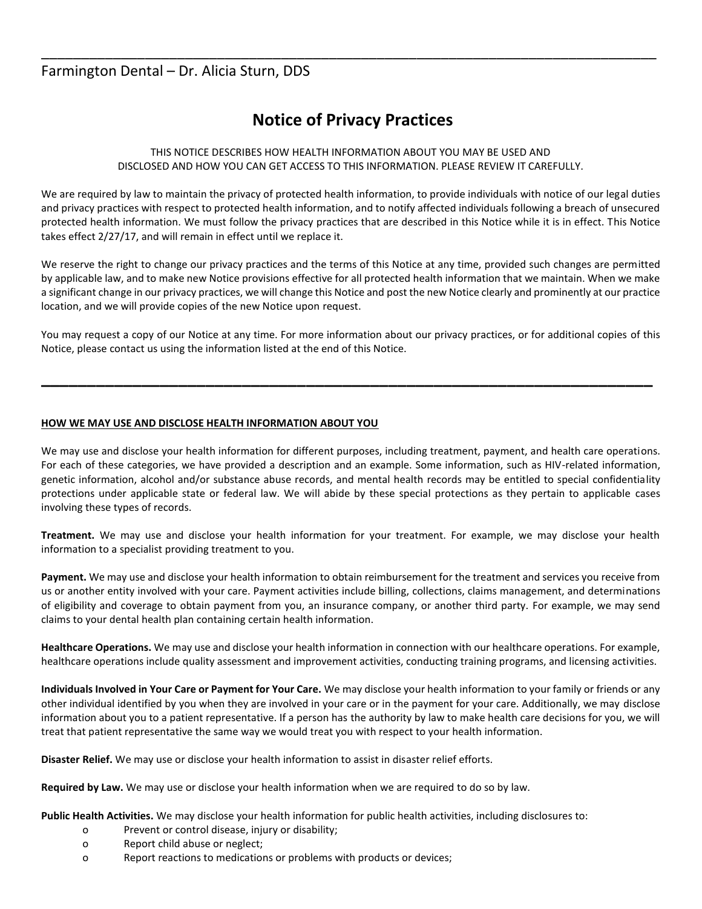Farmington Dental – Dr. Alicia Sturn, DDS

# Notice of Privacy Practices

THIS NOTICE DESCRIBES HOW HEALTH INFORMATION ABOUT YOU MAY BE USED AND DISCLOSED AND HOW YOU CAN GET ACCESS TO THIS INFORMATION. PLEASE REVIEW IT CAREFULLY.

We are required by law to maintain the privacy of protected health information, to provide individuals with notice of our legal duties and privacy practices with respect to protected health information, and to notify affected individuals following a breach of unsecured protected health information. We must follow the privacy practices that are described in this Notice while it is in effect. This Notice takes effect 2/27/17, and will remain in effect until we replace it.

We reserve the right to change our privacy practices and the terms of this Notice at any time, provided such changes are permitted by applicable law, and to make new Notice provisions effective for all protected health information that we maintain. When we make a significant change in our privacy practices, we will change this Notice and post the new Notice clearly and prominently at our practice location, and we will provide copies of the new Notice upon request.

You may request a copy of our Notice at any time. For more information about our privacy practices, or for additional copies of this Notice, please contact us using the information listed at the end of this Notice.

---

## HOW WE MAY USE AND DISCLOSE HEALTH INFORMATION ABOUT YOU

We may use and disclose your health information for different purposes, including treatment, payment, and health care operations. For each of these categories, we have provided a description and an example. Some information, such as HIV-related information, genetic information, alcohol and/or substance abuse records, and mental health records may be entitled to special confidentiality protections under applicable state or federal law. We will abide by these special protections as they pertain to applicable cases involving these types of records.

**Treatment.** We may use and disclose your health information for your treatment. For example, we may disclose your health information to a specialist providing treatment to you.

**Payment.** We may use and disclose your health information to obtain reimbursement for the treatment and services you receive from us or another entity involved with your care. Payment activities include billing, collections, claims management, and determinations of eligibility and coverage to obtain payment from you, an insurance company, or another third party. For example, we may send claims to your dental health plan containing certain health information.

**Healthcare Operations.** We may use and disclose your health information in connection with our healthcare operations. For example, healthcare operations include quality assessment and improvement activities, conducting training programs, and licensing activities.

**Individuals Involved in Your Care or Payment for Your Care.** We may disclose your health information to your family or friends or any other individual identified by you when they are involved in your care or in the payment for your care. Additionally, we may disclose information about you to a patient representative. If a person has the authority by law to make health care decisions for you, we will treat that patient representative the same way we would treat you with respect to your health information.

**Disaster Relief.** We may use or disclose your health information to assist in disaster relief efforts.

**Required by Law.** We may use or disclose your health information when we are required to do so by law.

**Public Health Activities.** We may disclose your health information for public health activities, including disclosures to:

- Prevent or control disease, injury or disability;
- Report child abuse or neglect;
- Report reactions to medications or problems with products or devices;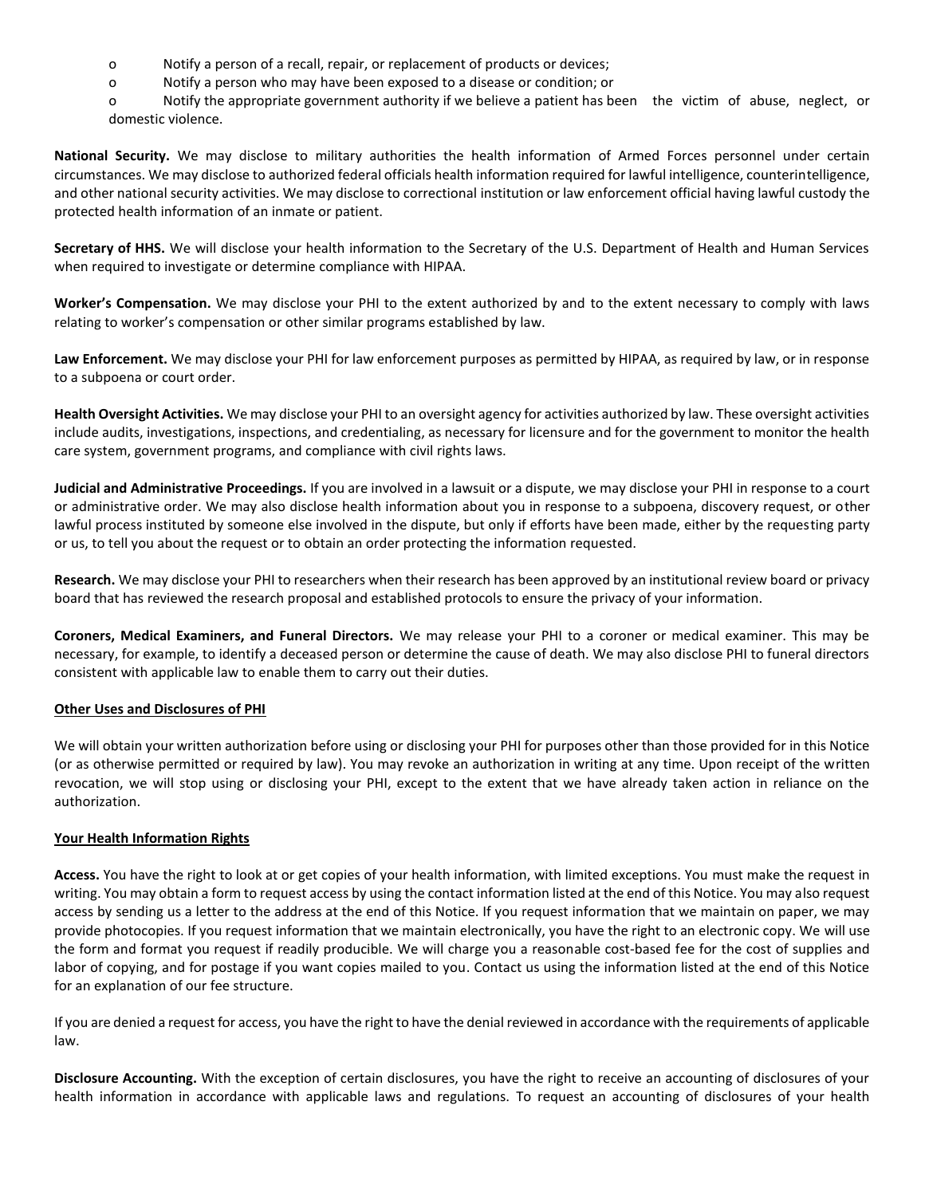- Notify a person of a recall, repair, or replacement of products or devices;
- Notify a person who may have been exposed to a disease or condition; or
- Notify the appropriate government authority if we believe a patient has been the victim of abuse, neglect, or domestic violence.

**National Security.** We may disclose to military authorities the health information of Armed Forces personnel under certain circumstances. We may disclose to authorized federal officials health information required for lawful intelligence, counterintelligence, and other national security activities. We may disclose to correctional institution or law enforcement official having lawful custody the protected health information of an inmate or patient.

**Secretary of HHS.** We will disclose your health information to the Secretary of the U.S. Department of Health and Human Services when required to investigate or determine compliance with HIPAA.

**Worker's Compensation.** We may disclose your PHI to the extent authorized by and to the extent necessary to comply with laws relating to worker's compensation or other similar programs established by law.

**Law Enforcement.** We may disclose your PHI for law enforcement purposes as permitted by HIPAA, as required by law, or in response to a subpoena or court order.

**Health Oversight Activities.** We may disclose your PHI to an oversight agency for activities authorized by law. These oversight activities include audits, investigations, inspections, and credentialing, as necessary for licensure and for the government to monitor the health care system, government programs, and compliance with civil rights laws.

**Judicial and Administrative Proceedings.** If you are involved in a lawsuit or a dispute, we may disclose your PHI in response to a court or administrative order. We may also disclose health information about you in response to a subpoena, discovery request, or other lawful process instituted by someone else involved in the dispute, but only if efforts have been made, either by the requesting party or us, to tell you about the request or to obtain an order protecting the information requested.

**Research.** We may disclose your PHI to researchers when their research has been approved by an institutional review board or privacy board that has reviewed the research proposal and established protocols to ensure the privacy of your information.

**Coroners, Medical Examiners, and Funeral Directors.** We may release your PHI to a coroner or medical examiner. This may be necessary, for example, to identify a deceased person or determine the cause of death. We may also disclose PHI to funeral directors consistent with applicable law to enable them to carry out their duties.

<u>**Other Uses and Disclosures of PHI**</u>

We will obtain your written authorization before using or disclosing your PHI for purposes other than those provided for in this Notice (or as otherwise permitted or required by law). You may revoke an authorization in writing at any time. Upon receipt of the written revocation, we will stop using or disclosing your PHI, except to the extent that we have already taken action in reliance on the authorization.

<u>**Your Health Information Rights**</u>

**Access.** You have the right to look at or get copies of your health information, with limited exceptions. You must make the request in writing. You may obtain a form to request access by using the contact information listed at the end of this Notice. You may also request access by sending us a letter to the address at the end of this Notice. If you request information that we maintain on paper, we may provide photocopies. If you request information that we maintain electronically, you have the right to an electronic copy. We will use the form and format you request if readily producible. We will charge you a reasonable cost-based fee for the cost of supplies and labor of copying, and for postage if you want copies mailed to you. Contact us using the information listed at the end of this Notice for an explanation of our fee structure.

If you are denied a request for access, you have the right to have the denial reviewed in accordance with the requirements of applicable law.

**Disclosure Accounting.** With the exception of certain disclosures, you have the right to receive an accounting of disclosures of your health information in accordance with applicable laws and regulations. To request an accounting of disclosures of your health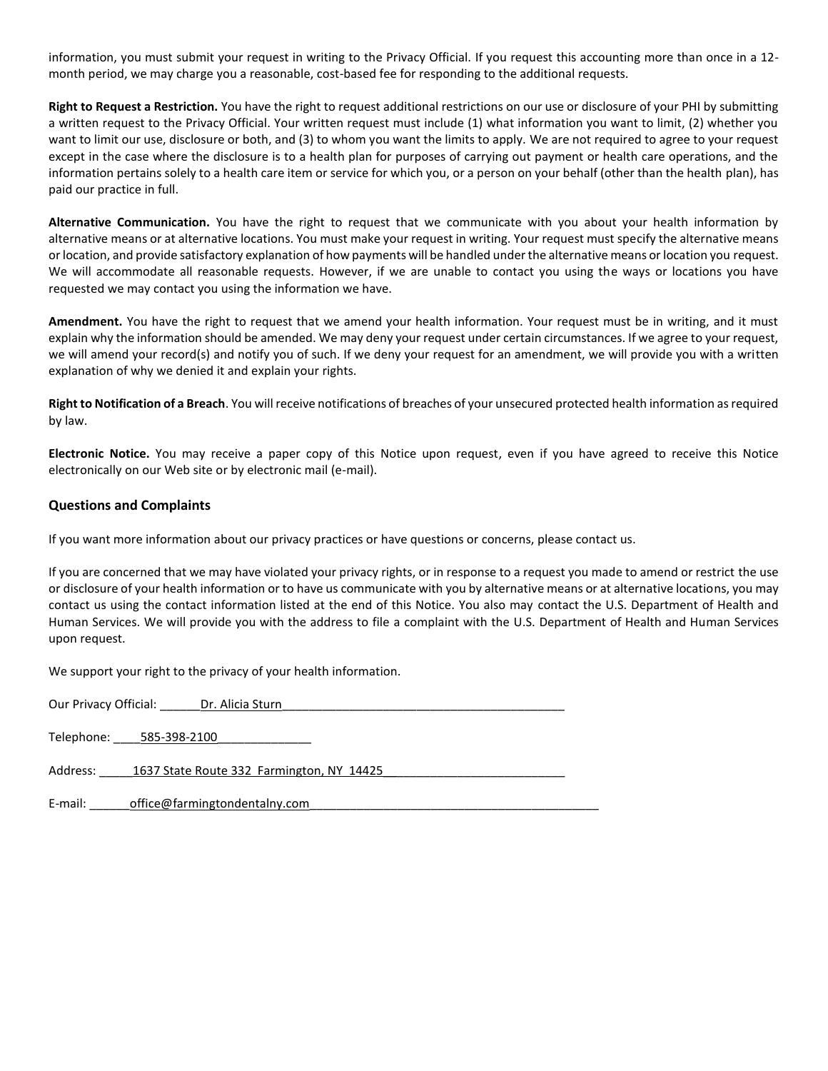information, you must submit your request in writing to the Privacy Official. If you request this accounting more than once in a 12-month period, we may charge you a reasonable, cost-based fee for responding to the additional requests.

**Right to Request a Restriction.** You have the right to request additional restrictions on our use or disclosure of your PHI by submitting a written request to the Privacy Official. Your written request must include (1) what information you want to limit, (2) whether you want to limit our use, disclosure or both, and (3) to whom you want the limits to apply. We are not required to agree to your request except in the case where the disclosure is to a health plan for purposes of carrying out payment or health care operations, and the information pertains solely to a health care item or service for which you, or a person on your behalf (other than the health plan), has paid our practice in full.

**Alternative Communication.** You have the right to request that we communicate with you about your health information by alternative means or at alternative locations. You must make your request in writing. Your request must specify the alternative means or location, and provide satisfactory explanation of how payments will be handled under the alternative means or location you request. We will accommodate all reasonable requests. However, if we are unable to contact you using the ways or locations you have requested we may contact you using the information we have.

**Amendment.** You have the right to request that we amend your health information. Your request must be in writing, and it must explain why the information should be amended. We may deny your request under certain circumstances. If we agree to your request, we will amend your record(s) and notify you of such. If we deny your request for an amendment, we will provide you with a written explanation of why we denied it and explain your rights.

**Right to Notification of a Breach**. You will receive notifications of breaches of your unsecured protected health information as required by law.

**Electronic Notice.** You may receive a paper copy of this Notice upon request, even if you have agreed to receive this Notice electronically on our Web site or by electronic mail (e-mail).

### Questions and Complaints

If you want more information about our privacy practices or have questions or concerns, please contact us.

If you are concerned that we may have violated your privacy rights, or in response to a request you made to amend or restrict the use or disclosure of your health information or to have us communicate with you by alternative means or at alternative locations, you may contact us using the contact information listed at the end of this Notice. You also may contact the U.S. Department of Health and Human Services. We will provide you with the address to file a complaint with the U.S. Department of Health and Human Services upon request.

We support your right to the privacy of your health information.

Our Privacy Official: Dr. Alicia Sturn

Telephone: 585-398-2100

Address: 1637 State Route 332 Farmington, NY 14425

E-mail: office@farmingtondentalny.com